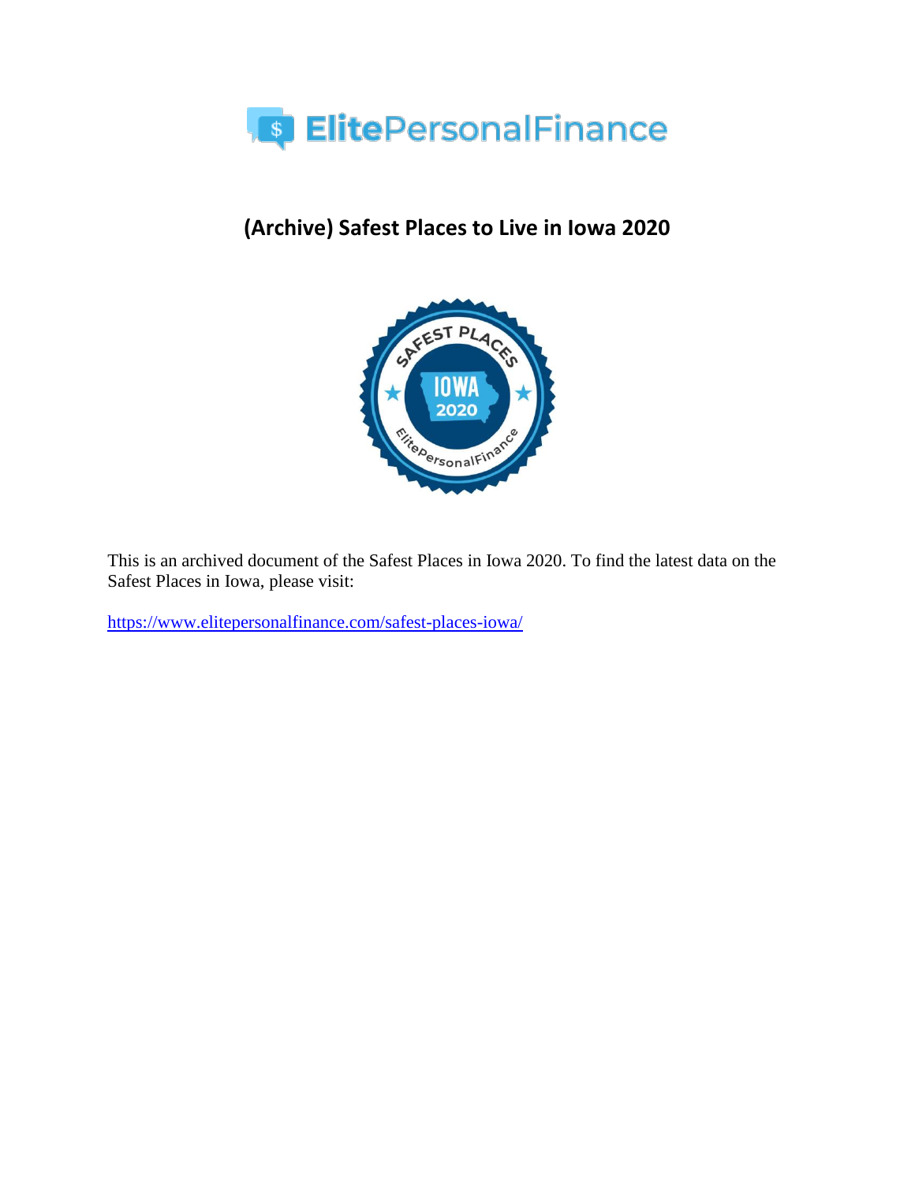ElitePersonalFinance

# (Archive) Safest Places to Live in Iowa 2020

This is an archived document of the Safest Places in Iowa 2020. To find the latest data on the Safest Places in Iowa, please visit:

https://www.elitepersonalfinance.com/safest-places-iowa/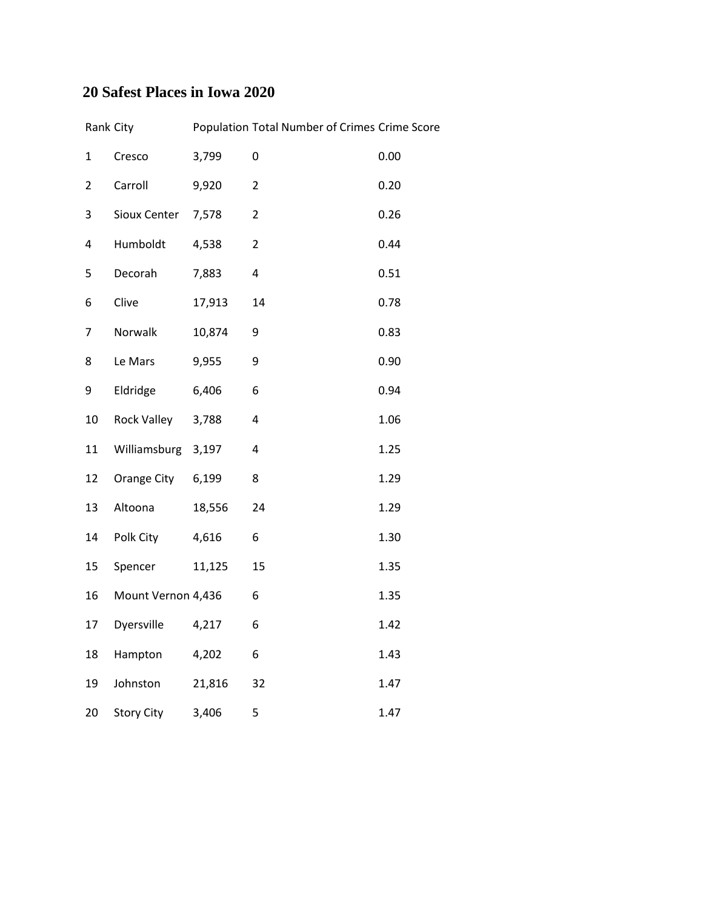## 20 Safest Places in Iowa 2020

| Rank | City | Population | Total Number of Crimes | Crime Score |
|---|---|---|---|---|
| 1 | Cresco | 3,799 | 0 | 0.00 |
| 2 | Carroll | 9,920 | 2 | 0.20 |
| 3 | Sioux Center | 7,578 | 2 | 0.26 |
| 4 | Humboldt | 4,538 | 2 | 0.44 |
| 5 | Decorah | 7,883 | 4 | 0.51 |
| 6 | Clive | 17,913 | 14 | 0.78 |
| 7 | Norwalk | 10,874 | 9 | 0.83 |
| 8 | Le Mars | 9,955 | 9 | 0.90 |
| 9 | Eldridge | 6,406 | 6 | 0.94 |
| 10 | Rock Valley | 3,788 | 4 | 1.06 |
| 11 | Williamsburg | 3,197 | 4 | 1.25 |
| 12 | Orange City | 6,199 | 8 | 1.29 |
| 13 | Altoona | 18,556 | 24 | 1.29 |
| 14 | Polk City | 4,616 | 6 | 1.30 |
| 15 | Spencer | 11,125 | 15 | 1.35 |
| 16 | Mount Vernon | 4,436 | 6 | 1.35 |
| 17 | Dyersville | 4,217 | 6 | 1.42 |
| 18 | Hampton | 4,202 | 6 | 1.43 |
| 19 | Johnston | 21,816 | 32 | 1.47 |
| 20 | Story City | 3,406 | 5 | 1.47 |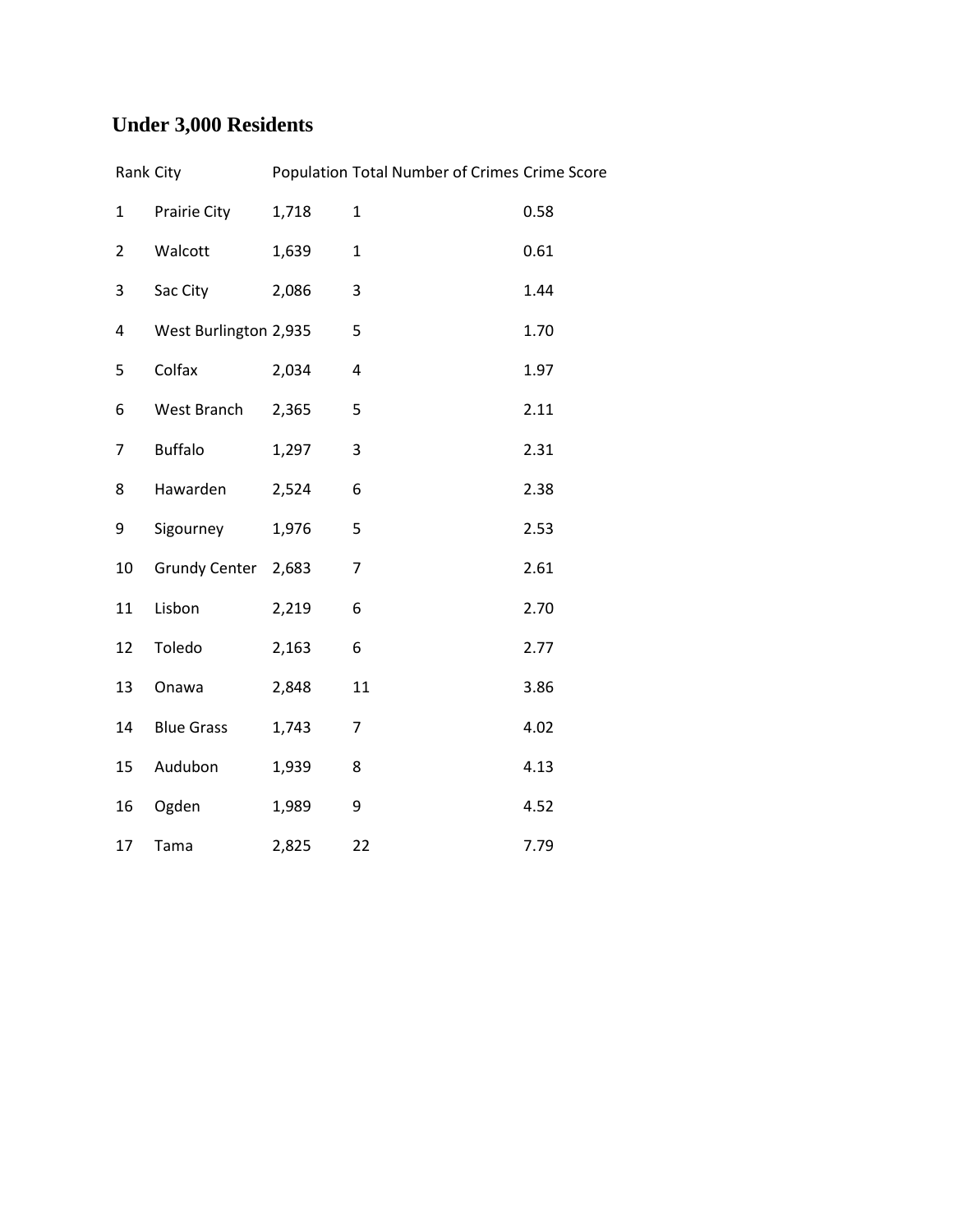## Under 3,000 Residents

| Rank | City | Population | Total Number of Crimes | Crime Score |
|---|---|---|---|---|
| 1 | Prairie City | 1,718 | 1 | 0.58 |
| 2 | Walcott | 1,639 | 1 | 0.61 |
| 3 | Sac City | 2,086 | 3 | 1.44 |
| 4 | West Burlington | 2,935 | 5 | 1.70 |
| 5 | Colfax | 2,034 | 4 | 1.97 |
| 6 | West Branch | 2,365 | 5 | 2.11 |
| 7 | Buffalo | 1,297 | 3 | 2.31 |
| 8 | Hawarden | 2,524 | 6 | 2.38 |
| 9 | Sigourney | 1,976 | 5 | 2.53 |
| 10 | Grundy Center | 2,683 | 7 | 2.61 |
| 11 | Lisbon | 2,219 | 6 | 2.70 |
| 12 | Toledo | 2,163 | 6 | 2.77 |
| 13 | Onawa | 2,848 | 11 | 3.86 |
| 14 | Blue Grass | 1,743 | 7 | 4.02 |
| 15 | Audubon | 1,939 | 8 | 4.13 |
| 16 | Ogden | 1,989 | 9 | 4.52 |
| 17 | Tama | 2,825 | 22 | 7.79 |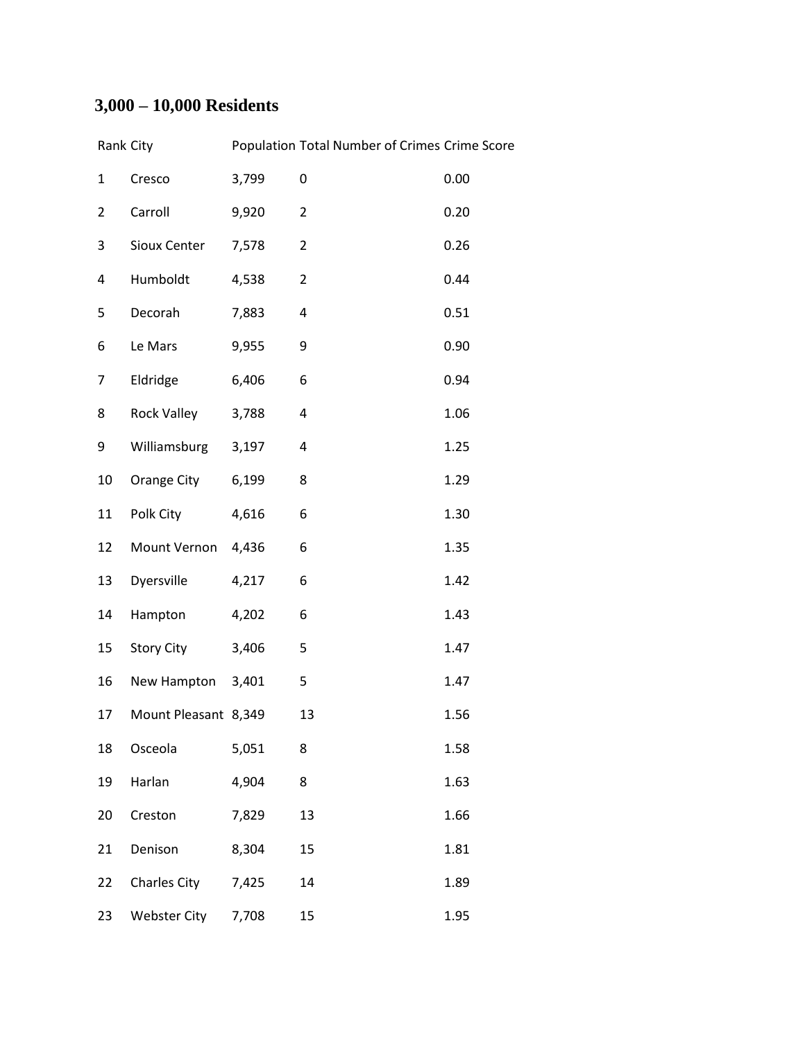### 3,000 – 10,000 Residents

| Rank | City | Population | Total Number of Crimes | Crime Score |
|---|---|---|---|---|
| 1 | Cresco | 3,799 | 0 | 0.00 |
| 2 | Carroll | 9,920 | 2 | 0.20 |
| 3 | Sioux Center | 7,578 | 2 | 0.26 |
| 4 | Humboldt | 4,538 | 2 | 0.44 |
| 5 | Decorah | 7,883 | 4 | 0.51 |
| 6 | Le Mars | 9,955 | 9 | 0.90 |
| 7 | Eldridge | 6,406 | 6 | 0.94 |
| 8 | Rock Valley | 3,788 | 4 | 1.06 |
| 9 | Williamsburg | 3,197 | 4 | 1.25 |
| 10 | Orange City | 6,199 | 8 | 1.29 |
| 11 | Polk City | 4,616 | 6 | 1.30 |
| 12 | Mount Vernon | 4,436 | 6 | 1.35 |
| 13 | Dyersville | 4,217 | 6 | 1.42 |
| 14 | Hampton | 4,202 | 6 | 1.43 |
| 15 | Story City | 3,406 | 5 | 1.47 |
| 16 | New Hampton | 3,401 | 5 | 1.47 |
| 17 | Mount Pleasant | 8,349 | 13 | 1.56 |
| 18 | Osceola | 5,051 | 8 | 1.58 |
| 19 | Harlan | 4,904 | 8 | 1.63 |
| 20 | Creston | 7,829 | 13 | 1.66 |
| 21 | Denison | 8,304 | 15 | 1.81 |
| 22 | Charles City | 7,425 | 14 | 1.89 |
| 23 | Webster City | 7,708 | 15 | 1.95 |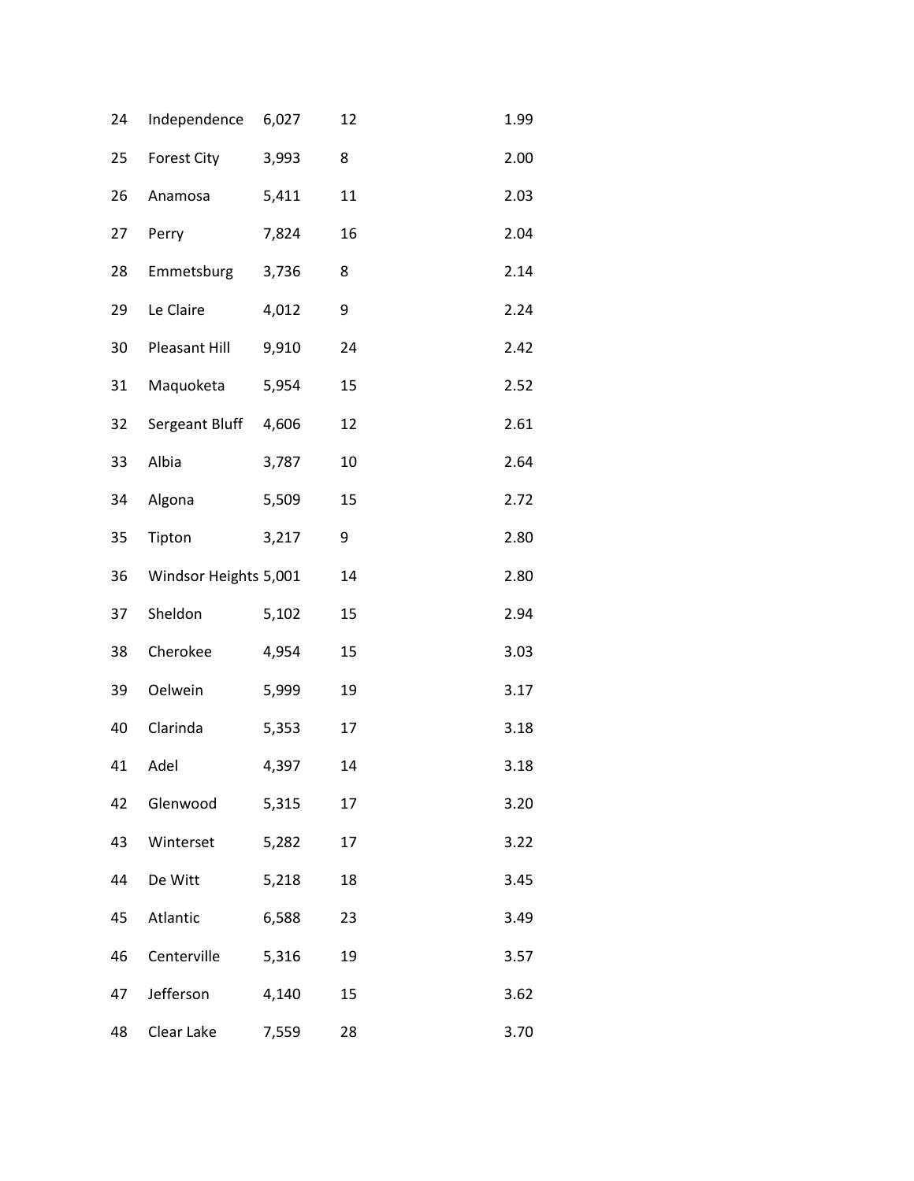| | | | | |
|---|---|---|---|---|
| 24 | Independence | 6,027 | 12 | 1.99 |
| 25 | Forest City | 3,993 | 8 | 2.00 |
| 26 | Anamosa | 5,411 | 11 | 2.03 |
| 27 | Perry | 7,824 | 16 | 2.04 |
| 28 | Emmetsburg | 3,736 | 8 | 2.14 |
| 29 | Le Claire | 4,012 | 9 | 2.24 |
| 30 | Pleasant Hill | 9,910 | 24 | 2.42 |
| 31 | Maquoketa | 5,954 | 15 | 2.52 |
| 32 | Sergeant Bluff | 4,606 | 12 | 2.61 |
| 33 | Albia | 3,787 | 10 | 2.64 |
| 34 | Algona | 5,509 | 15 | 2.72 |
| 35 | Tipton | 3,217 | 9 | 2.80 |
| 36 | Windsor Heights | 5,001 | 14 | 2.80 |
| 37 | Sheldon | 5,102 | 15 | 2.94 |
| 38 | Cherokee | 4,954 | 15 | 3.03 |
| 39 | Oelwein | 5,999 | 19 | 3.17 |
| 40 | Clarinda | 5,353 | 17 | 3.18 |
| 41 | Adel | 4,397 | 14 | 3.18 |
| 42 | Glenwood | 5,315 | 17 | 3.20 |
| 43 | Winterset | 5,282 | 17 | 3.22 |
| 44 | De Witt | 5,218 | 18 | 3.45 |
| 45 | Atlantic | 6,588 | 23 | 3.49 |
| 46 | Centerville | 5,316 | 19 | 3.57 |
| 47 | Jefferson | 4,140 | 15 | 3.62 |
| 48 | Clear Lake | 7,559 | 28 | 3.70 |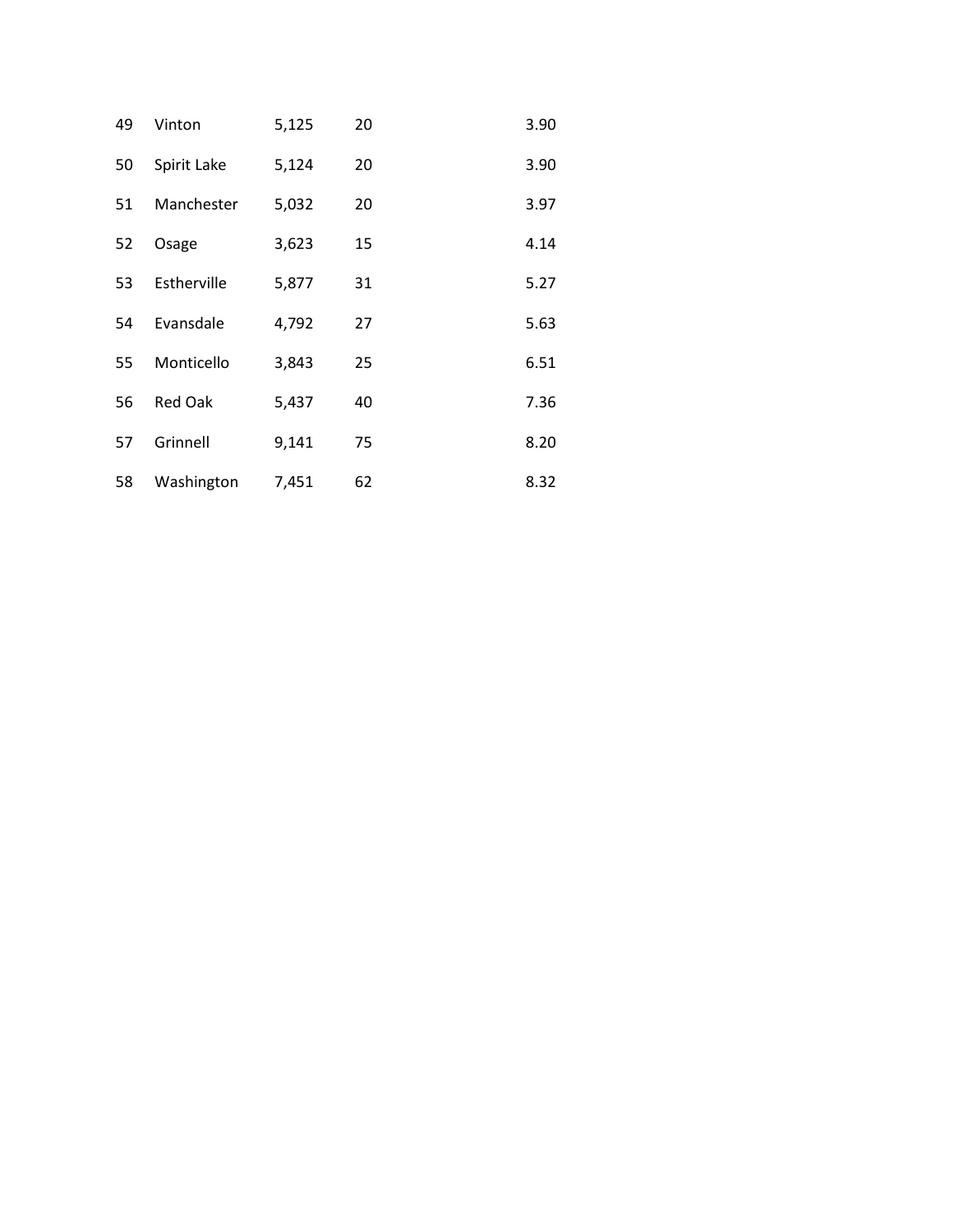| | | | | |
|---|---|---|---|---|
| 49 | Vinton | 5,125 | 20 | 3.90 |
| 50 | Spirit Lake | 5,124 | 20 | 3.90 |
| 51 | Manchester | 5,032 | 20 | 3.97 |
| 52 | Osage | 3,623 | 15 | 4.14 |
| 53 | Estherville | 5,877 | 31 | 5.27 |
| 54 | Evansdale | 4,792 | 27 | 5.63 |
| 55 | Monticello | 3,843 | 25 | 6.51 |
| 56 | Red Oak | 5,437 | 40 | 7.36 |
| 57 | Grinnell | 9,141 | 75 | 8.20 |
| 58 | Washington | 7,451 | 62 | 8.32 |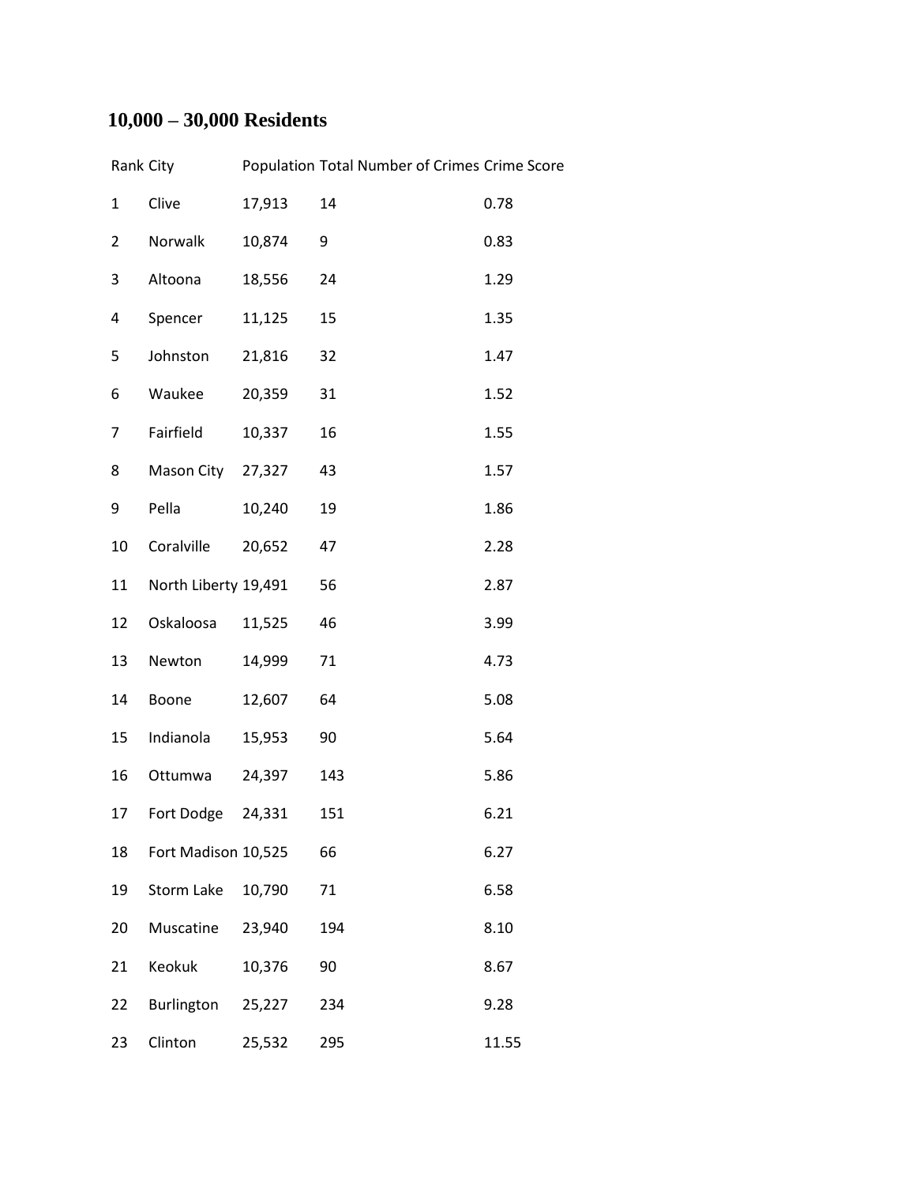## 10,000 – 30,000 Residents

| Rank | City | Population | Total Number of Crimes | Crime Score |
|---|---|---|---|---|
| 1 | Clive | 17,913 | 14 | 0.78 |
| 2 | Norwalk | 10,874 | 9 | 0.83 |
| 3 | Altoona | 18,556 | 24 | 1.29 |
| 4 | Spencer | 11,125 | 15 | 1.35 |
| 5 | Johnston | 21,816 | 32 | 1.47 |
| 6 | Waukee | 20,359 | 31 | 1.52 |
| 7 | Fairfield | 10,337 | 16 | 1.55 |
| 8 | Mason City | 27,327 | 43 | 1.57 |
| 9 | Pella | 10,240 | 19 | 1.86 |
| 10 | Coralville | 20,652 | 47 | 2.28 |
| 11 | North Liberty | 19,491 | 56 | 2.87 |
| 12 | Oskaloosa | 11,525 | 46 | 3.99 |
| 13 | Newton | 14,999 | 71 | 4.73 |
| 14 | Boone | 12,607 | 64 | 5.08 |
| 15 | Indianola | 15,953 | 90 | 5.64 |
| 16 | Ottumwa | 24,397 | 143 | 5.86 |
| 17 | Fort Dodge | 24,331 | 151 | 6.21 |
| 18 | Fort Madison | 10,525 | 66 | 6.27 |
| 19 | Storm Lake | 10,790 | 71 | 6.58 |
| 20 | Muscatine | 23,940 | 194 | 8.10 |
| 21 | Keokuk | 10,376 | 90 | 8.67 |
| 22 | Burlington | 25,227 | 234 | 9.28 |
| 23 | Clinton | 25,532 | 295 | 11.55 |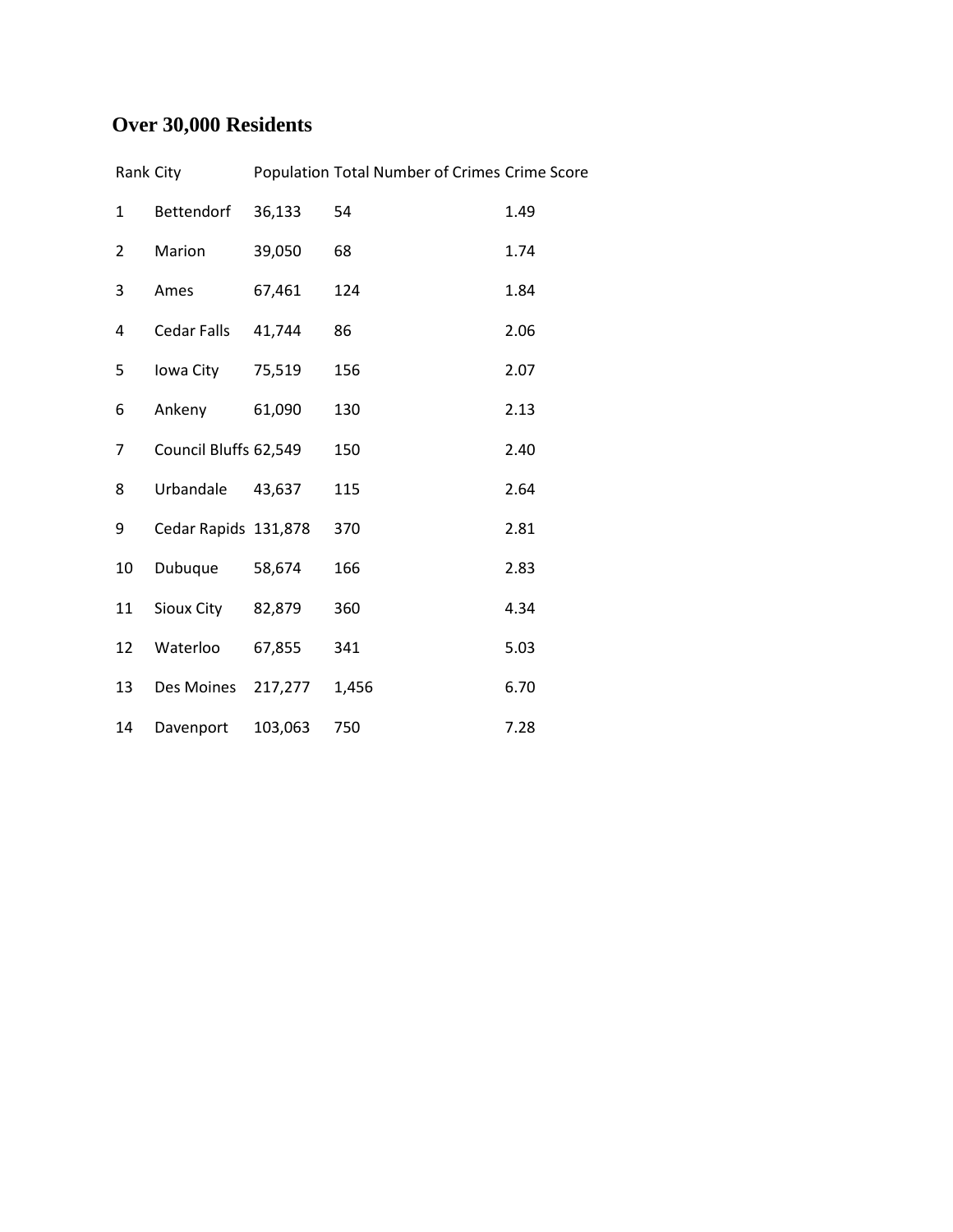## Over 30,000 Residents

| Rank | City | Population | Total Number of Crimes | Crime Score |
|---|---|---|---|---|
| 1 | Bettendorf | 36,133 | 54 | 1.49 |
| 2 | Marion | 39,050 | 68 | 1.74 |
| 3 | Ames | 67,461 | 124 | 1.84 |
| 4 | Cedar Falls | 41,744 | 86 | 2.06 |
| 5 | Iowa City | 75,519 | 156 | 2.07 |
| 6 | Ankeny | 61,090 | 130 | 2.13 |
| 7 | Council Bluffs | 62,549 | 150 | 2.40 |
| 8 | Urbandale | 43,637 | 115 | 2.64 |
| 9 | Cedar Rapids | 131,878 | 370 | 2.81 |
| 10 | Dubuque | 58,674 | 166 | 2.83 |
| 11 | Sioux City | 82,879 | 360 | 4.34 |
| 12 | Waterloo | 67,855 | 341 | 5.03 |
| 13 | Des Moines | 217,277 | 1,456 | 6.70 |
| 14 | Davenport | 103,063 | 750 | 7.28 |